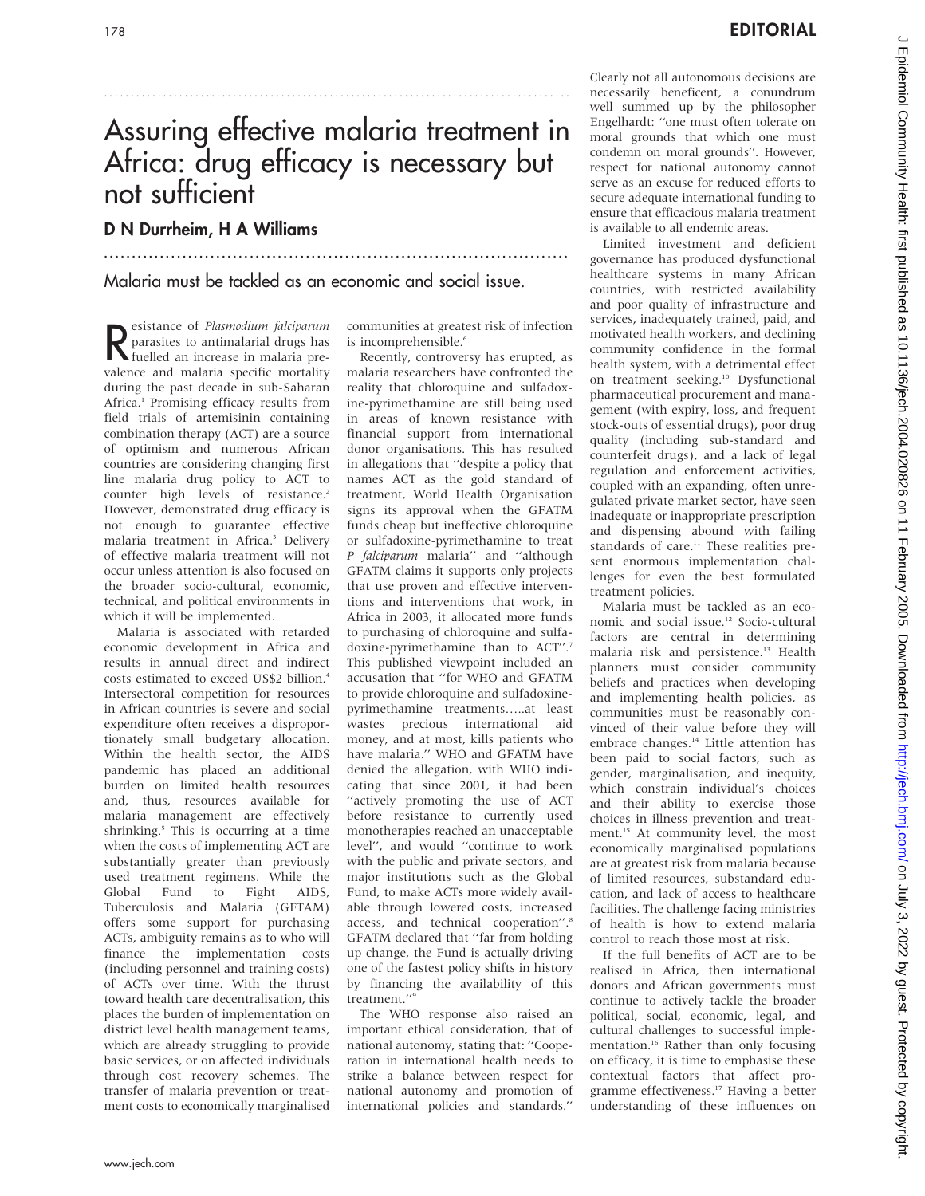# Assuring effective malaria treatment in Africa: drug efficacy is necessary but not sufficient

## D N Durrheim, H A Williams

Malaria must be tackled as an economic and social issue.

Resistance of *Plasmodium falciparum* parasites to antimalarial drugs has fuelled an increase in malaria prevalence and malaria specific mortality during the past decade in sub-Saharan Africa.[1] Promising efficacy results from field trials of artemisinin containing combination therapy (ACT) are a source of optimism and numerous African countries are considering changing first line malaria drug policy to ACT to counter high levels of resistance.[2] However, demonstrated drug efficacy is not enough to guarantee effective malaria treatment in Africa.[3] Delivery of effective malaria treatment will not occur unless attention is also focused on the broader socio-cultural, economic, technical, and political environments in which it will be implemented.

Malaria is associated with retarded economic development in Africa and results in annual direct and indirect costs estimated to exceed US$2 billion.[4] Intersectoral competition for resources in African countries is severe and social expenditure often receives a disproportionately small budgetary allocation. Within the health sector, the AIDS pandemic has placed an additional burden on limited health resources and, thus, resources available for malaria management are effectively shrinking.[5] This is occurring at a time when the costs of implementing ACT are substantially greater than previously used treatment regimens. While the Global Fund to Fight AIDS, Tuberculosis and Malaria (GFTAM) offers some support for purchasing ACTs, ambiguity remains as to who will finance the implementation costs (including personnel and training costs) of ACTs over time. With the thrust toward health care decentralisation, this places the burden of implementation on district level health management teams, which are already struggling to provide basic services, or on affected individuals through cost recovery schemes. The transfer of malaria prevention or treatment costs to economically marginalised communities at greatest risk of infection is incomprehensible.[6]

Recently, controversy has erupted, as malaria researchers have confronted the reality that chloroquine and sulfadoxine-pyrimethamine are still being used in areas of known resistance with financial support from international donor organisations. This has resulted in allegations that "despite a policy that names ACT as the gold standard of treatment, World Health Organisation signs its approval when the GFATM funds cheap but ineffective chloroquine or sulfadoxine-pyrimethamine to treat *P falciparum* malaria" and "although GFATM claims it supports only projects that use proven and effective interventions and interventions that work, in Africa in 2003, it allocated more funds to purchasing of chloroquine and sulfadoxine-pyrimethamine than to ACT".[7] This published viewpoint included an accusation that "for WHO and GFATM to provide chloroquine and sulfadoxine-pyrimethamine treatments…..at least wastes precious international aid money, and at most, kills patients who have malaria." WHO and GFATM have denied the allegation, with WHO indicating that since 2001, it had been "actively promoting the use of ACT before resistance to currently used monotherapies reached an unacceptable level", and would "continue to work with the public and private sectors, and major institutions such as the Global Fund, to make ACTs more widely available through lowered costs, increased access, and technical cooperation".[8] GFATM declared that "far from holding up change, the Fund is actually driving one of the fastest policy shifts in history by financing the availability of this treatment."[9]

The WHO response also raised an important ethical consideration, that of national autonomy, stating that: "Cooperation in international health needs to strike a balance between respect for national autonomy and promotion of international policies and standards." Clearly not all autonomous decisions are necessarily beneficent, a conundrum well summed up by the philosopher Engelhardt: "one must often tolerate on moral grounds that which one must condemn on moral grounds". However, respect for national autonomy cannot serve as an excuse for reduced efforts to secure adequate international funding to ensure that efficacious malaria treatment is available to all endemic areas.

Limited investment and deficient governance has produced dysfunctional healthcare systems in many African countries, with restricted availability and poor quality of infrastructure and services, inadequately trained, paid, and motivated health workers, and declining community confidence in the formal health system, with a detrimental effect on treatment seeking.[10] Dysfunctional pharmaceutical procurement and management (with expiry, loss, and frequent stock-outs of essential drugs), poor drug quality (including sub-standard and counterfeit drugs), and a lack of legal regulation and enforcement activities, coupled with an expanding, often unregulated private market sector, have seen inadequate or inappropriate prescription and dispensing abound with failing standards of care.[11] These realities present enormous implementation challenges for even the best formulated treatment policies.

Malaria must be tackled as an economic and social issue.[12] Socio-cultural factors are central in determining malaria risk and persistence.[13] Health planners must consider community beliefs and practices when developing and implementing health policies, as communities must be reasonably convinced of their value before they will embrace changes.[14] Little attention has been paid to social factors, such as gender, marginalisation, and inequity, which constrain individual's choices and their ability to exercise those choices in illness prevention and treatment.[15] At community level, the most economically marginalised populations are at greatest risk from malaria because of limited resources, substandard education, and lack of access to healthcare facilities. The challenge facing ministries of health is how to extend malaria control to reach those most at risk.

If the full benefits of ACT are to be realised in Africa, then international donors and African governments must continue to actively tackle the broader political, social, economic, legal, and cultural challenges to successful implementation.[16] Rather than only focusing on efficacy, it is time to emphasise these contextual factors that affect programme effectiveness.[17] Having a better understanding of these influences on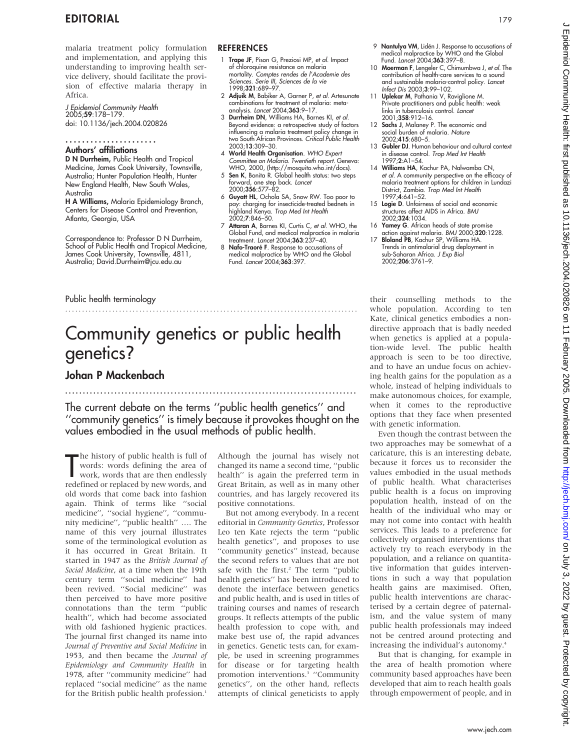malaria treatment policy formulation and implementation, and applying this understanding to improving health service delivery, should facilitate the provision of effective malaria therapy in Africa.

*J Epidemiol Community Health* 2005;**59**:178–179.
doi: 10.1136/jech.2004.020826

### Authors' affiliations

**D N Durrheim,** Public Health and Tropical Medicine, James Cook University, Townsville, Australia; Hunter Population Health, Hunter New England Health, New South Wales, Australia

**H A Williams,** Malaria Epidemiology Branch, Centers for Disease Control and Prevention, Atlanta, Georgia, USA

Correspondence to: Professor D N Durrheim, School of Public Health and Tropical Medicine, James Cook University, Townsville, 4811, Australia; David.Durrheim@jcu.edu.au

## REFERENCES

1. **Trape JF**, Pison G, Preziosi MP, *et al*. Impact of chloroquine resistance on malaria mortality. *Comptes rendes de l'Academie des Sciences. Serie III, Sciences de la vie* 1998;**321**:689–97.
2. **Adjuik M**, Babiker A, Garner P, *et al*. Artesunate combinations for treatment of malaria: meta-analysis. *Lancet* 2004;**363**:9–17.
3. **Durrheim DN**, Williams HA, Barnes KI, *et al*. Beyond evidence: a retrospective study of factors influencing a malaria treatment policy change in two South African Provinces. *Critical Public Health* 2003;**13**:309–30.
4. **World Health Organisation**. *WHO Expert Committee on Malaria. Twentieth report.* Geneva: WHO, 2000, (http://mosquito.who.int/docs).
5. **Sen K**, Bonita R. Global health status: two steps forward, one step back. *Lancet* 2000;**356**:577–82.
6. **Guyatt HL**, Ochola SA, Snow RW. Too poor to pay: charging for insecticide-treated bednets in highland Kenya. *Trop Med Int Health* 2002;**7**:846–50.
7. **Attaran A**, Barnes KI, Curtis C, *et al*. WHO, the Global Fund, and medical malpractice in malaria treatment. *Lancet* 2004;**363**:237–40.
8. **Nafo-Traoré F**. Response to accusations of medical malpractice by WHO and the Global Fund. *Lancet* 2004;**363**:397.
9. **Nantulya VM**, Lidén J. Response to accusations of medical malpractice by WHO and the Global Fund. *Lancet* 2004;**363**:397–8.
10. **Moerman F**, Lengeler C, Chimumbwa J, *et al*. The contribution of health-care services to a sound and sustainable malaria-control policy. *Lancet Infect Dis* 2003;**3**:99–102.
11. **Uplekar M**, Pathania V, Raviglione M. Private practitioners and public health: weak links in tuberculosis control. *Lancet* 2001;**358**:912–16.
12. **Sachs J**, Malaney P. The economic and social burden of malaria. *Nature* 2002;**415**:680–5.
13. **Gubler DJ**. Human behaviour and cultural context in disease control. *Trop Med Int Health* 1997;**2**:A1–54.
14. **Williams HA**, Kachur PA, Nalwamba CN, *et al*. A community perspective on the efficacy of malaria treatment options for children in Lundazi District, Zambia. *Trop Med Int Health* 1997;**4**:641–52.
15. **Logie D**. Unfairness of social and economic structures affect AIDS in Africa. *BMJ* 2002;**324**:1034.
16. **Yamey G**. African heads of state promise action against malaria. *BMJ* 2000;**320**:1228.
17. **Bloland PB**, Kachur SP, Williams HA. Trends in antimalarial drug deployment in sub-Saharan Africa. *J Exp Biol* 2002;**206**:3761–9.

Public health terminology

# Community genetics or public health genetics?

## Johan P Mackenbach

The current debate on the terms ''public health genetics'' and ''community genetics'' is timely because it provokes thought on the values embodied in the usual methods of public health.

The history of public health is full of words: words defining the area of work, words that are then endlessly redefined or replaced by new words, and old words that come back into fashion again. Think of terms like ''social medicine'', ''social hygiene'', ''community medicine'', ''public health'' …. The name of this very journal illustrates some of the terminological evolution as it has occurred in Great Britain. It started in 1947 as the *British Journal of Social Medicine*, at a time when the 19th century term ''social medicine'' had been revived. ''Social medicine'' was then perceived to have more positive connotations than the term ''public health'', which had become associated with old fashioned hygienic practices. The journal first changed its name into *Journal of Preventive and Social Medicine* in 1953, and then became the *Journal of Epidemiology and Community Health* in 1978, after ''community medicine'' had replaced ''social medicine'' as the name for the British public health profession.[1] Although the journal has wisely not changed its name a second time, ''public health'' is again the preferred term in Great Britain, as well as in many other countries, and has largely recovered its positive connotations.

But not among everybody. In a recent editorial in *Community Genetics*, Professor Leo ten Kate rejects the term ''public health genetics'', and proposes to use ''community genetics'' instead, because the second refers to values that are not safe with the first.[2] The term ''public health genetics'' has been introduced to denote the interface between genetics and public health, and is used in titles of training courses and names of research groups. It reflects attempts of the public health profession to cope with, and make best use of, the rapid advances in genetics. Genetic tests can, for example, be used in screening programmes for disease or for targeting health promotion interventions.[3] ''Community genetics'', on the other hand, reflects attempts of clinical geneticists to apply their counselling methods to the whole population. According to ten Kate, clinical genetics embodies a non-directive approach that is badly needed when genetics is applied at a population-wide level. The public health approach is seen to be too directive, and to have an undue focus on achieving health gains for the population as a whole, instead of helping individuals to make autonomous choices, for example, when it comes to the reproductive options that they face when presented with genetic information.

Even though the contrast between the two approaches may be somewhat of a caricature, this is an interesting debate, because it forces us to reconsider the values embodied in the usual methods of public health. What characterises public health is a focus on improving population health, instead of on the health of the individual who may or may not come into contact with health services. This leads to a preference for collectively organised interventions that actively try to reach everybody in the population, and a reliance on quantitative information that guides interventions in such a way that population health gains are maximised. Often, public health interventions are characterised by a certain degree of paternalism, and the value system of many public health professionals may indeed not be centred around protecting and increasing the individual's autonomy.[4]

But that is changing, for example in the area of health promotion where community based approaches have been developed that aim to reach health goals through empowerment of people, and in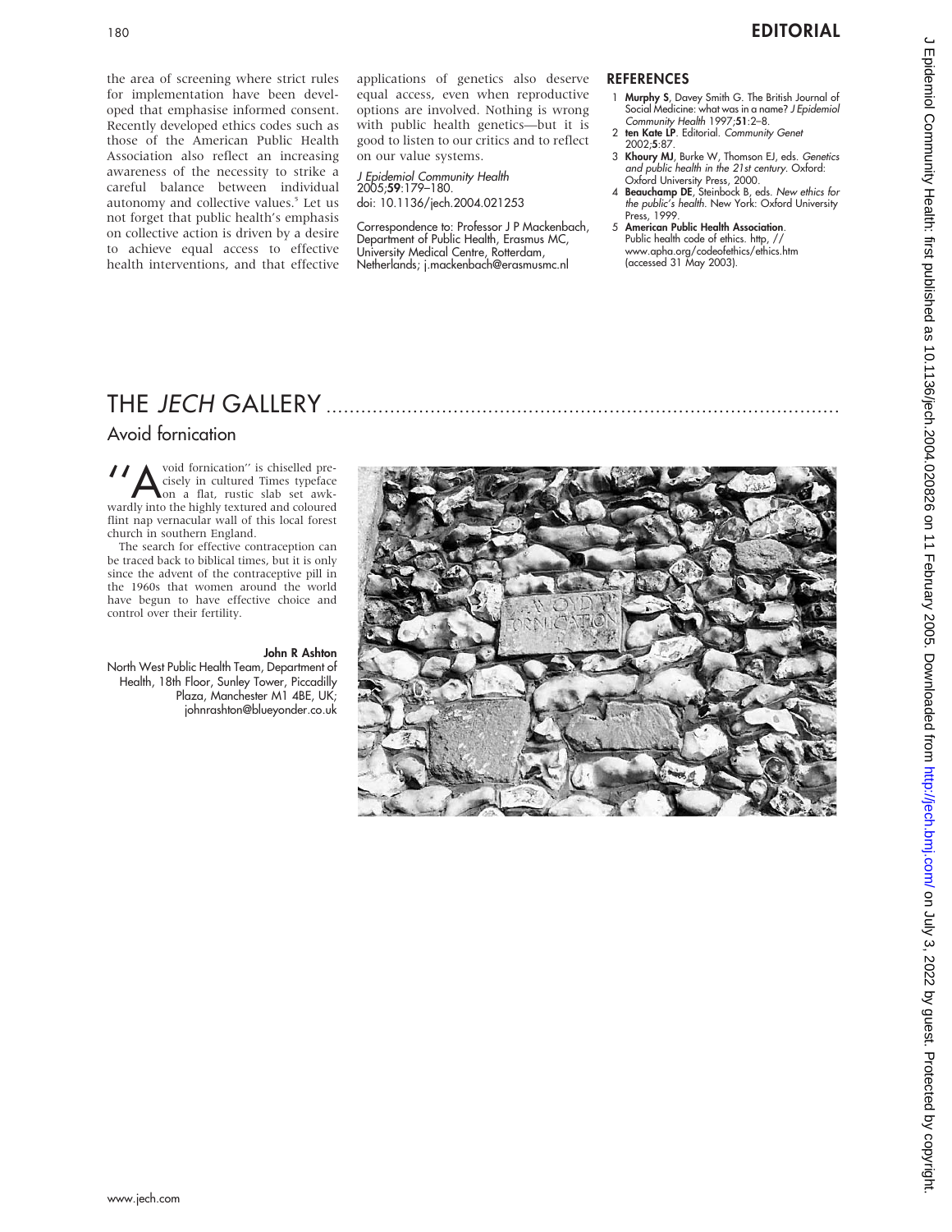the area of screening where strict rules for implementation have been developed that emphasise informed consent. Recently developed ethics codes such as those of the American Public Health Association also reflect an increasing awareness of the necessity to strike a careful balance between individual autonomy and collective values.[5] Let us not forget that public health's emphasis on collective action is driven by a desire to achieve equal access to effective health interventions, and that effective applications of genetics also deserve equal access, even when reproductive options are involved. Nothing is wrong with public health genetics—but it is good to listen to our critics and to reflect on our value systems.

*J Epidemiol Community Health* 2005;**59**:179–180.
doi: 10.1136/jech.2004.021253

Correspondence to: Professor J P Mackenbach, Department of Public Health, Erasmus MC, University Medical Centre, Rotterdam, Netherlands; j.mackenbach@erasmusmc.nl

## REFERENCES

1. **Murphy S**, Davey Smith G. The British Journal of Social Medicine: what was in a name? *J Epidemiol Community Health* 1997;**51**:2–8.
2. **ten Kate LP**. Editorial. *Community Genet* 2002;**5**:87.
3. **Khoury MJ**, Burke W, Thomson EJ, eds. *Genetics and public health in the 21st century*. Oxford: Oxford University Press, 2000.
4. **Beauchamp DE**, Steinbock B, eds. *New ethics for the public's health*. New York: Oxford University Press, 1999.
5. **American Public Health Association**. Public health code of ethics. http, // www.apha.org/codeofethics/ethics.htm (accessed 31 May 2003).

# THE *JECH* GALLERY

## Avoid fornication

''Avoid fornication'' is chiselled precisely in cultured Times typeface on a flat, rustic slab set awkwardly into the highly textured and coloured flint nap vernacular wall of this local forest church in southern England.

The search for effective contraception can be traced back to biblical times, but it is only since the advent of the contraceptive pill in the 1960s that women around the world have begun to have effective choice and control over their fertility.

**John R Ashton**
North West Public Health Team, Department of Health, 18th Floor, Sunley Tower, Piccadilly Plaza, Manchester M1 4BE, UK; johnrashton@blueyonder.co.uk